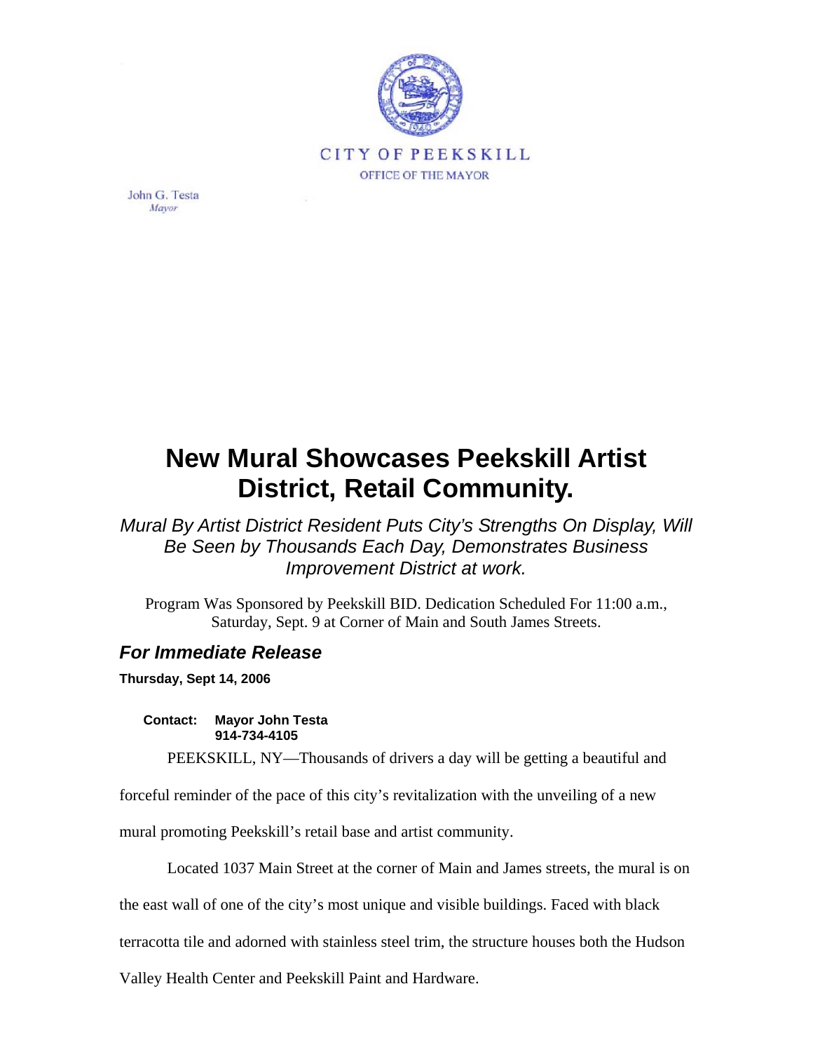CITY OF PEEKSKILL

OFFICE OF THE MAYOR

John G. Testa
*Mayor*

# New Mural Showcases Peekskill Artist District, Retail Community.

*Mural By Artist District Resident Puts City's Strengths On Display, Will Be Seen by Thousands Each Day, Demonstrates Business Improvement District at work.*

Program Was Sponsored by Peekskill BID. Dedication Scheduled For 11:00 a.m., Saturday, Sept. 9 at Corner of Main and South James Streets.

## *For Immediate Release*

**Thursday, Sept 14, 2006**

**Contact: Mayor John Testa**
**914-734-4105**

PEEKSKILL, NY—Thousands of drivers a day will be getting a beautiful and forceful reminder of the pace of this city's revitalization with the unveiling of a new mural promoting Peekskill's retail base and artist community.

Located 1037 Main Street at the corner of Main and James streets, the mural is on the east wall of one of the city's most unique and visible buildings. Faced with black terracotta tile and adorned with stainless steel trim, the structure houses both the Hudson Valley Health Center and Peekskill Paint and Hardware.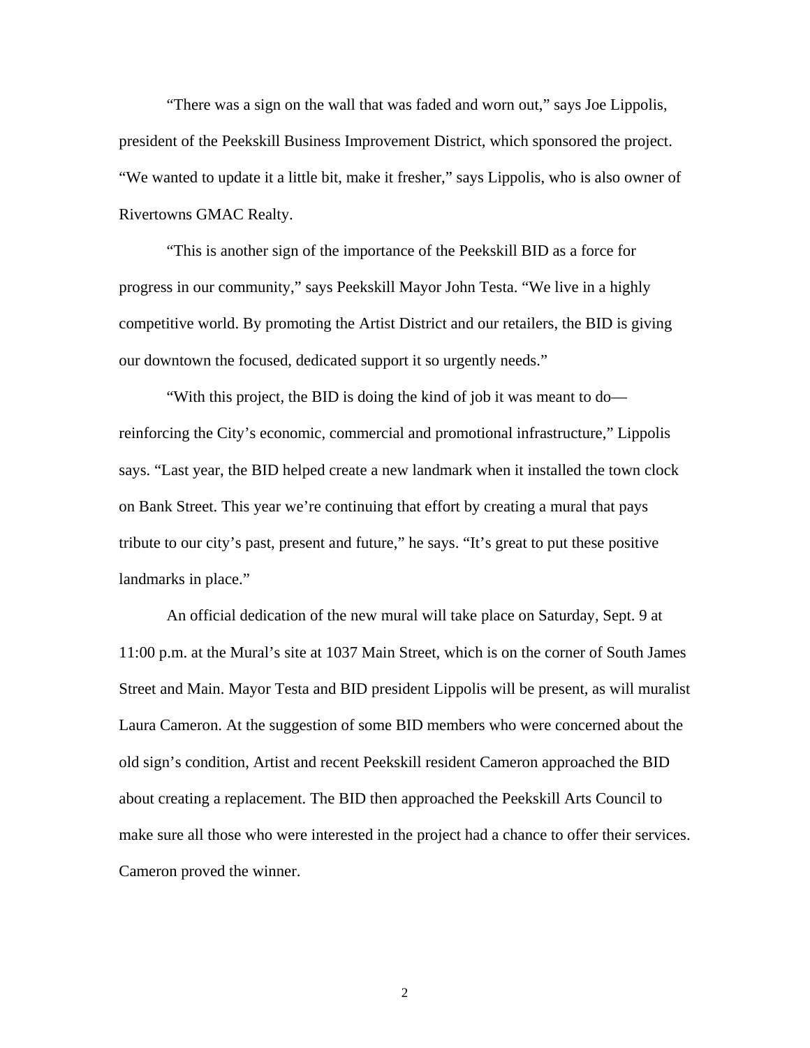"There was a sign on the wall that was faded and worn out," says Joe Lippolis, president of the Peekskill Business Improvement District, which sponsored the project. "We wanted to update it a little bit, make it fresher," says Lippolis, who is also owner of Rivertowns GMAC Realty.

"This is another sign of the importance of the Peekskill BID as a force for progress in our community," says Peekskill Mayor John Testa. "We live in a highly competitive world. By promoting the Artist District and our retailers, the BID is giving our downtown the focused, dedicated support it so urgently needs."

"With this project, the BID is doing the kind of job it was meant to do—reinforcing the City's economic, commercial and promotional infrastructure," Lippolis says. "Last year, the BID helped create a new landmark when it installed the town clock on Bank Street. This year we're continuing that effort by creating a mural that pays tribute to our city's past, present and future," he says. "It's great to put these positive landmarks in place."

An official dedication of the new mural will take place on Saturday, Sept. 9 at 11:00 p.m. at the Mural's site at 1037 Main Street, which is on the corner of South James Street and Main. Mayor Testa and BID president Lippolis will be present, as will muralist Laura Cameron. At the suggestion of some BID members who were concerned about the old sign's condition, Artist and recent Peekskill resident Cameron approached the BID about creating a replacement. The BID then approached the Peekskill Arts Council to make sure all those who were interested in the project had a chance to offer their services. Cameron proved the winner.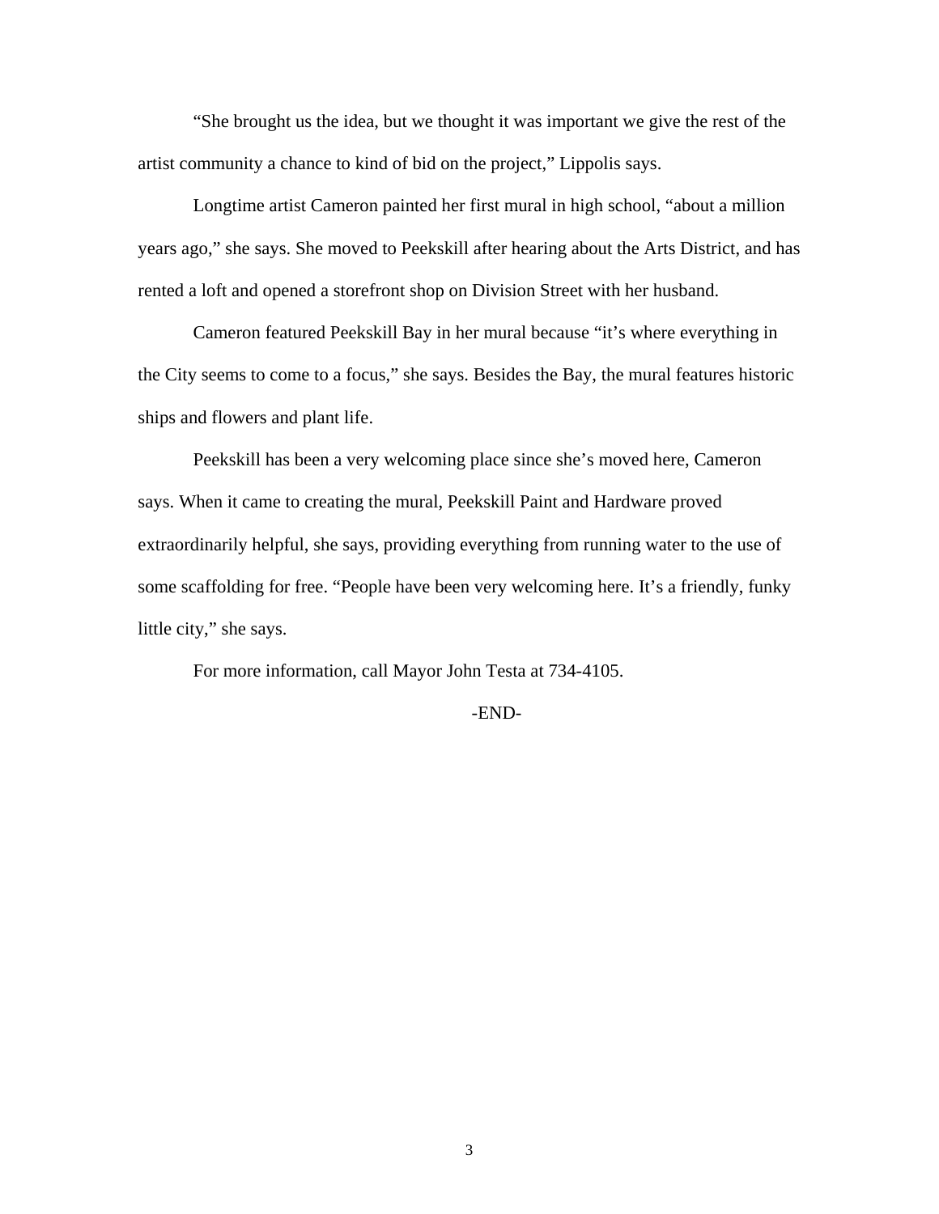"She brought us the idea, but we thought it was important we give the rest of the artist community a chance to kind of bid on the project," Lippolis says.

Longtime artist Cameron painted her first mural in high school, "about a million years ago," she says. She moved to Peekskill after hearing about the Arts District, and has rented a loft and opened a storefront shop on Division Street with her husband.

Cameron featured Peekskill Bay in her mural because "it's where everything in the City seems to come to a focus," she says. Besides the Bay, the mural features historic ships and flowers and plant life.

Peekskill has been a very welcoming place since she's moved here, Cameron says. When it came to creating the mural, Peekskill Paint and Hardware proved extraordinarily helpful, she says, providing everything from running water to the use of some scaffolding for free. "People have been very welcoming here. It's a friendly, funky little city," she says.

For more information, call Mayor John Testa at 734-4105.

-END-